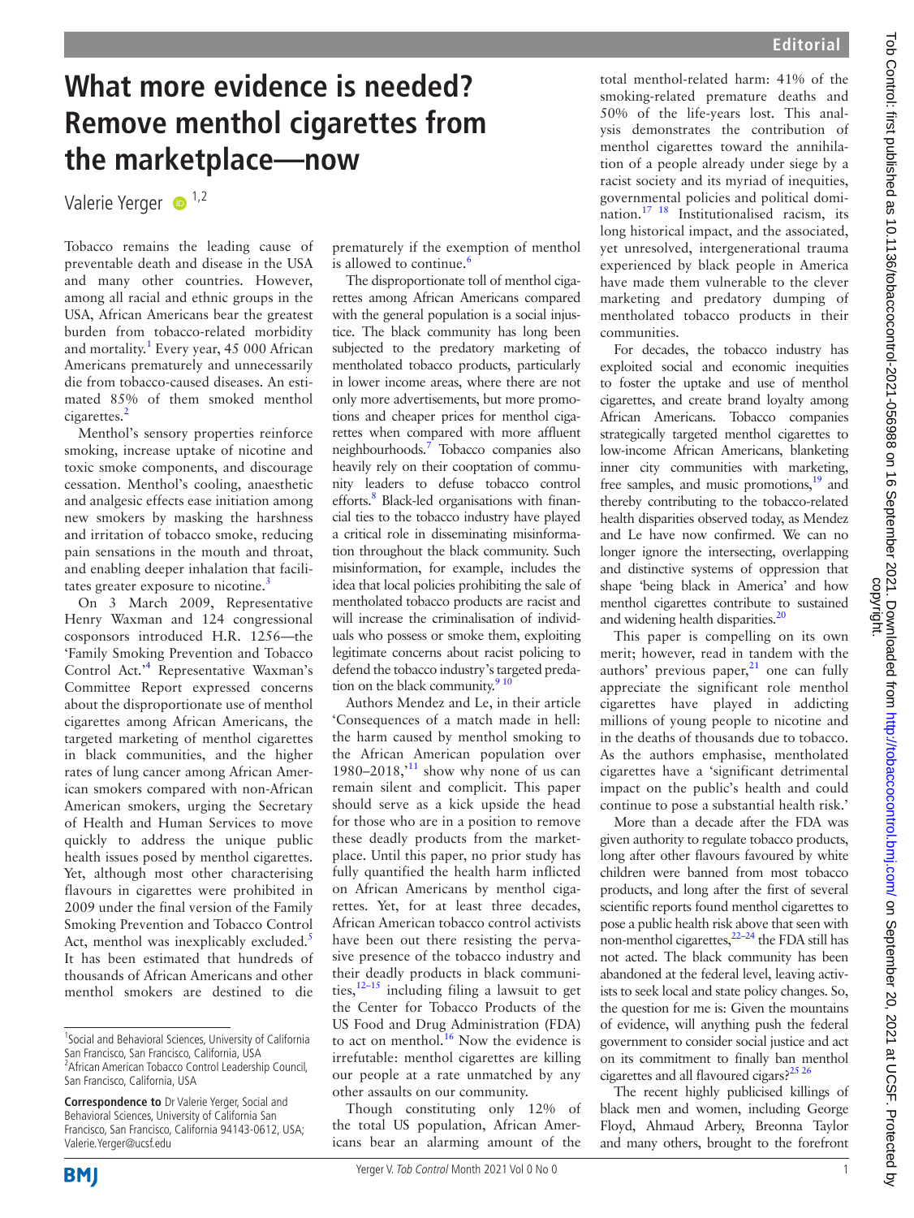# What more evidence is needed? Remove menthol cigarettes from the marketplace—now

Valerie Yerger [1,2]

Tobacco remains the leading cause of preventable death and disease in the USA and many other countries. However, among all racial and ethnic groups in the USA, African Americans bear the greatest burden from tobacco-related morbidity and mortality.[1] Every year, 45 000 African Americans prematurely and unnecessarily die from tobacco-caused diseases. An estimated 85% of them smoked menthol cigarettes.[2]

Menthol's sensory properties reinforce smoking, increase uptake of nicotine and toxic smoke components, and discourage cessation. Menthol's cooling, anaesthetic and analgesic effects ease initiation among new smokers by masking the harshness and irritation of tobacco smoke, reducing pain sensations in the mouth and throat, and enabling deeper inhalation that facilitates greater exposure to nicotine.[3]

On 3 March 2009, Representative Henry Waxman and 124 congressional cosponsors introduced H.R. 1256—the 'Family Smoking Prevention and Tobacco Control Act.'[4] Representative Waxman's Committee Report expressed concerns about the disproportionate use of menthol cigarettes among African Americans, the targeted marketing of menthol cigarettes in black communities, and the higher rates of lung cancer among African American smokers compared with non-African American smokers, urging the Secretary of Health and Human Services to move quickly to address the unique public health issues posed by menthol cigarettes. Yet, although most other characterising flavours in cigarettes were prohibited in 2009 under the final version of the Family Smoking Prevention and Tobacco Control Act, menthol was inexplicably excluded.[5] It has been estimated that hundreds of thousands of African Americans and other menthol smokers are destined to die prematurely if the exemption of menthol is allowed to continue.[6]

The disproportionate toll of menthol cigarettes among African Americans compared with the general population is a social injustice. The black community has long been subjected to the predatory marketing of mentholated tobacco products, particularly in lower income areas, where there are not only more advertisements, but more promotions and cheaper prices for menthol cigarettes when compared with more affluent neighbourhoods.[7] Tobacco companies also heavily rely on their cooptation of community leaders to defuse tobacco control efforts.[8] Black-led organisations with financial ties to the tobacco industry have played a critical role in disseminating misinformation throughout the black community. Such misinformation, for example, includes the idea that local policies prohibiting the sale of mentholated tobacco products are racist and will increase the criminalisation of individuals who possess or smoke them, exploiting legitimate concerns about racist policing to defend the tobacco industry's targeted predation on the black community.[9 10]

Authors Mendez and Le, in their article 'Consequences of a match made in hell: the harm caused by menthol smoking to the African American population over 1980–2018,'[11] show why none of us can remain silent and complicit. This paper should serve as a kick upside the head for those who are in a position to remove these deadly products from the marketplace. Until this paper, no prior study has fully quantified the health harm inflicted on African Americans by menthol cigarettes. Yet, for at least three decades, African American tobacco control activists have been out there resisting the pervasive presence of the tobacco industry and their deadly products in black communities,[12–15] including filing a lawsuit to get the Center for Tobacco Products of the US Food and Drug Administration (FDA) to act on menthol.[16] Now the evidence is irrefutable: menthol cigarettes are killing our people at a rate unmatched by any other assaults on our community.

Though constituting only 12% of the total US population, African Americans bear an alarming amount of the total menthol-related harm: 41% of the smoking-related premature deaths and 50% of the life-years lost. This analysis demonstrates the contribution of menthol cigarettes toward the annihilation of a people already under siege by a racist society and its myriad of inequities, governmental policies and political domination.[17 18] Institutionalised racism, its long historical impact, and the associated, yet unresolved, intergenerational trauma experienced by black people in America have made them vulnerable to the clever marketing and predatory dumping of mentholated tobacco products in their communities.

For decades, the tobacco industry has exploited social and economic inequities to foster the uptake and use of menthol cigarettes, and create brand loyalty among African Americans. Tobacco companies strategically targeted menthol cigarettes to low-income African Americans, blanketing inner city communities with marketing, free samples, and music promotions,[19] and thereby contributing to the tobacco-related health disparities observed today, as Mendez and Le have now confirmed. We can no longer ignore the intersecting, overlapping and distinctive systems of oppression that shape 'being black in America' and how menthol cigarettes contribute to sustained and widening health disparities.[20]

This paper is compelling on its own merit; however, read in tandem with the authors' previous paper,[21] one can fully appreciate the significant role menthol cigarettes have played in addicting millions of young people to nicotine and in the deaths of thousands due to tobacco. As the authors emphasise, mentholated cigarettes have a 'significant detrimental impact on the public's health and could continue to pose a substantial health risk.'

More than a decade after the FDA was given authority to regulate tobacco products, long after other flavours favoured by white children were banned from most tobacco products, and long after the first of several scientific reports found menthol cigarettes to pose a public health risk above that seen with non-menthol cigarettes,[22–24] the FDA still has not acted. The black community has been abandoned at the federal level, leaving activists to seek local and state policy changes. So, the question for me is: Given the mountains of evidence, will anything push the federal government to consider social justice and act on its commitment to finally ban menthol cigarettes and all flavoured cigars?[25 26]

The recent highly publicised killings of black men and women, including George Floyd, Ahmaud Arbery, Breonna Taylor and many others, brought to the forefront

---

[1] Social and Behavioral Sciences, University of California San Francisco, San Francisco, California, USA
[2] African American Tobacco Control Leadership Council, San Francisco, California, USA

**Correspondence to** Dr Valerie Yerger, Social and Behavioral Sciences, University of California San Francisco, San Francisco, California 94143-0612, USA; Valerie.Yerger@ucsf.edu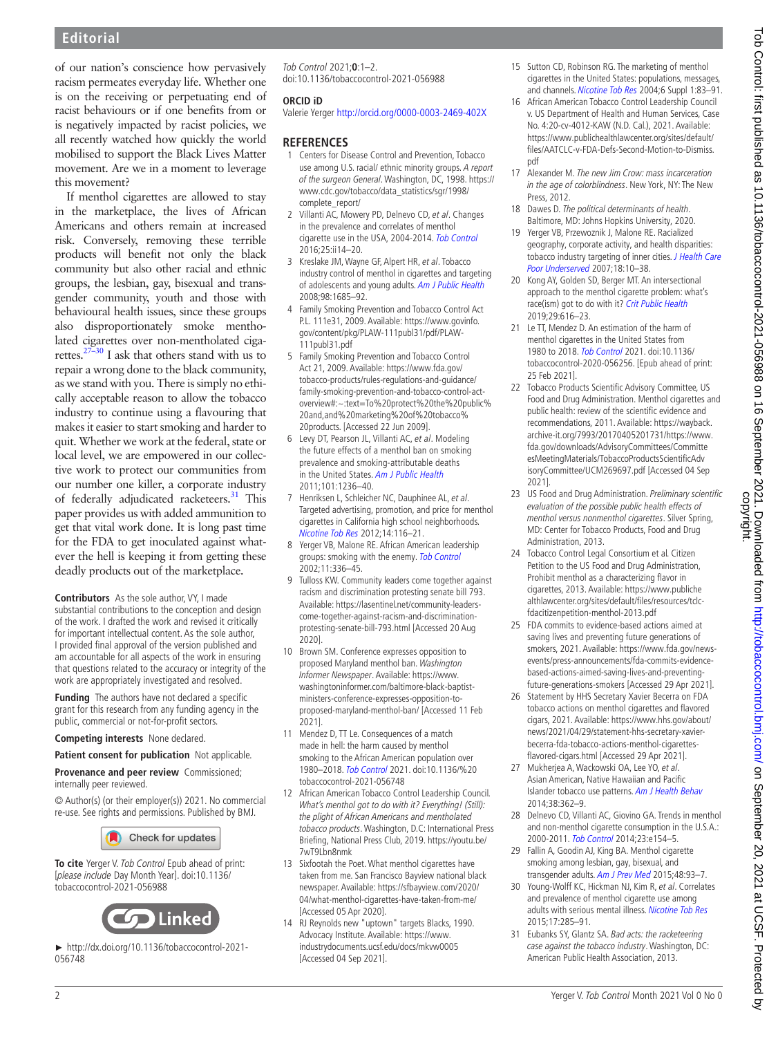of our nation's conscience how pervasively racism permeates everyday life. Whether one is on the receiving or perpetuating end of racist behaviours or if one benefits from or is negatively impacted by racist policies, we all recently watched how quickly the world mobilised to support the Black Lives Matter movement. Are we in a moment to leverage this movement?

If menthol cigarettes are allowed to stay in the marketplace, the lives of African Americans and others remain at increased risk. Conversely, removing these terrible products will benefit not only the black community but also other racial and ethnic groups, the lesbian, gay, bisexual and transgender community, youth and those with behavioural health issues, since these groups also disproportionately smoke mentholated cigarettes over non-mentholated cigarettes.[27–30] I ask that others stand with us to repair a wrong done to the black community, as we stand with you. There is simply no ethically acceptable reason to allow the tobacco industry to continue using a flavouring that makes it easier to start smoking and harder to quit. Whether we work at the federal, state or local level, we are empowered in our collective work to protect our communities from our number one killer, a corporate industry of federally adjudicated racketeers.[31] This paper provides us with added ammunition to get that vital work done. It is long past time for the FDA to get inoculated against whatever the hell is keeping it from getting these deadly products out of the marketplace.

**Contributors** As the sole author, VY, I made substantial contributions to the conception and design of the work. I drafted the work and revised it critically for important intellectual content. As the sole author, I provided final approval of the version published and am accountable for all aspects of the work in ensuring that questions related to the accuracy or integrity of the work are appropriately investigated and resolved.

**Funding** The authors have not declared a specific grant for this research from any funding agency in the public, commercial or not-for-profit sectors.

**Competing interests** None declared.

**Patient consent for publication** Not applicable.

**Provenance and peer review** Commissioned; internally peer reviewed.

© Author(s) (or their employer(s)) 2021. No commercial re-use. See rights and permissions. Published by BMJ.

**To cite** Yerger V. *Tob Control* Epub ahead of print: [*please include* Day Month Year]. doi:10.1136/tobaccocontrol-2021-056988

► http://dx.doi.org/10.1136/tobaccocontrol-2021-056748

*Tob Control* 2021;**0**:1–2.
doi:10.1136/tobaccocontrol-2021-056988

**ORCID iD**
Valerie Yerger http://orcid.org/0000-0003-2469-402X

## REFERENCES

1. Centers for Disease Control and Prevention, Tobacco use among U.S. racial/ ethnic minority groups. *A report of the surgeon General*. Washington, DC, 1998. https://www.cdc.gov/tobacco/data_statistics/sgr/1998/complete_report/
2. Villanti AC, Mowery PD, Delnevo CD, *et al*. Changes in the prevalence and correlates of menthol cigarette use in the USA, 2004-2014. *Tob Control* 2016;25:ii14–20.
3. Kreslake JM, Wayne GF, Alpert HR, *et al*. Tobacco industry control of menthol in cigarettes and targeting of adolescents and young adults. *Am J Public Health* 2008;98:1685–92.
4. Family Smoking Prevention and Tobacco Control Act P.L. 111e31, 2009. Available: https://www.govinfo.gov/content/pkg/PLAW-111publ31/pdf/PLAW-111publ31.pdf
5. Family Smoking Prevention and Tobacco Control Act 21, 2009. Available: https://www.fda.gov/tobacco-products/rules-regulations-and-guidance/family-smoking-prevention-and-tobacco-control-act-overview#:~:text=To%20protect%20the%20public%20and,and%20marketing%20of%20tobacco%20products. [Accessed 22 Jun 2009].
6. Levy DT, Pearson JL, Villanti AC, *et al*. Modeling the future effects of a menthol ban on smoking prevalence and smoking-attributable deaths in the United States. *Am J Public Health* 2011;101:1236–40.
7. Henriksen L, Schleicher NC, Dauphinee AL, *et al*. Targeted advertising, promotion, and price for menthol cigarettes in California high school neighborhoods. *Nicotine Tob Res* 2012;14:116–21.
8. Yerger VB, Malone RE. African American leadership groups: smoking with the enemy. *Tob Control* 2002;11:336–45.
9. Tulloss KW. Community leaders come together against racism and discrimination protesting senate bill 793. Available: https://lasentinel.net/community-leaders-come-together-against-racism-and-discrimination-protesting-senate-bill-793.html [Accessed 20 Aug 2020].
10. Brown SM. Conference expresses opposition to proposed Maryland menthol ban. *Washington Informer Newspaper*. Available: https://www.washingtoninformer.com/baltimore-black-baptist-ministers-conference-expresses-opposition-to-proposed-maryland-menthol-ban/ [Accessed 11 Feb 2021].
11. Mendez D, TT Le. Consequences of a match made in hell: the harm caused by menthol smoking to the African American population over 1980–2018. *Tob Control* 2021. doi:10.1136/%20 tobaccocontrol-2021-056748
12. African American Tobacco Control Leadership Council. *What's menthol got to do with it? Everything! (Still): the plight of African Americans and mentholated tobacco products*. Washington, D.C: International Press Briefing, National Press Club, 2019. https://youtu.be/7wT9Lbn8nmk
13. Sixfootah the Poet. What menthol cigarettes have taken from me. San Francisco Bayview national black newspaper. Available: https://sfbayview.com/2020/04/what-menthol-cigarettes-have-taken-from-me/ [Accessed 05 Apr 2020].
14. RJ Reynolds new "uptown" targets Blacks, 1990. Advocacy Institute. Available: https://www.industrydocuments.ucsf.edu/docs/mkvw0005 [Accessed 04 Sep 2021].
15. Sutton CD, Robinson RG. The marketing of menthol cigarettes in the United States: populations, messages, and channels. *Nicotine Tob Res* 2004;6 Suppl 1:83–91.
16. African American Tobacco Control Leadership Council v. US Department of Health and Human Services, Case No. 4:20-cv-4012-KAW (N.D. Cal.), 2021. Available: https://www.publichealthlawcenter.org/sites/default/files/AATCLC-v-FDA-Defs-Second-Motion-to-Dismiss.pdf
17. Alexander M. *The new Jim Crow: mass incarceration in the age of colorblindness*. New York, NY: The New Press, 2012.
18. Dawes D. *The political determinants of health*. Baltimore, MD: Johns Hopkins University, 2020.
19. Yerger VB, Przewoznik J, Malone RE. Racialized geography, corporate activity, and health disparities: tobacco industry targeting of inner cities. *J Health Care Poor Underserved* 2007;18:10–38.
20. Kong AY, Golden SD, Berger MT. An intersectional approach to the menthol cigarette problem: what's race(ism) got to do with it? *Crit Public Health* 2019;29:616–23.
21. Le TT, Mendez D. An estimation of the harm of menthol cigarettes in the United States from 1980 to 2018. *Tob Control* 2021. doi:10.1136/tobaccocontrol-2020-056256. [Epub ahead of print: 25 Feb 2021].
22. Tobacco Products Scientific Advisory Committee, US Food and Drug Administration. Menthol cigarettes and public health: review of the scientific evidence and recommendations, 2011. Available: https://wayback.archive-it.org/7993/20170405201731/https://www.fda.gov/downloads/AdvisoryCommittees/CommitteesMeetingMaterials/TobaccoProductsScientificAdvisoryCommittee/UCM269697.pdf [Accessed 04 Sep 2021].
23. US Food and Drug Administration. *Preliminary scientific evaluation of the possible public health effects of menthol versus nonmenthol cigarettes*. Silver Spring, MD: Center for Tobacco Products, Food and Drug Administration, 2013.
24. Tobacco Control Legal Consortium et al. Citizen Petition to the US Food and Drug Administration, Prohibit menthol as a characterizing flavor in cigarettes, 2013. Available: https://www.publichealthlawcenter.org/sites/default/files/resources/tclc-fdacitizenpetition-menthol-2013.pdf
25. FDA commits to evidence-based actions aimed at saving lives and preventing future generations of smokers, 2021. Available: https://www.fda.gov/news-events/press-announcements/fda-commits-evidence-based-actions-aimed-saving-lives-and-preventing-future-generations-smokers [Accessed 29 Apr 2021].
26. Statement by HHS Secretary Xavier Becerra on FDA tobacco actions on menthol cigarettes and flavored cigars, 2021. Available: https://www.hhs.gov/about/news/2021/04/29/statement-hhs-secretary-xavier-becerra-fda-tobacco-actions-menthol-cigarettes-flavored-cigars.html [Accessed 29 Apr 2021].
27. Mukherjea A, Wackowski OA, Lee YO, *et al*. Asian American, Native Hawaiian and Pacific Islander tobacco use patterns. *Am J Health Behav* 2014;38:362–9.
28. Delnevo CD, Villanti AC, Giovino GA. Trends in menthol and non-menthol cigarette consumption in the U.S.A.: 2000-2011. *Tob Control* 2014;23:e154–5.
29. Fallin A, Goodin AJ, King BA. Menthol cigarette smoking among lesbian, gay, bisexual, and transgender adults. *Am J Prev Med* 2015;48:93–7.
30. Young-Wolff KC, Hickman NJ, Kim R, *et al*. Correlates and prevalence of menthol cigarette use among adults with serious mental illness. *Nicotine Tob Res* 2015;17:285–91.
31. Eubanks SY, Glantz SA. *Bad acts: the racketeering case against the tobacco industry*. Washington, DC: American Public Health Association, 2013.